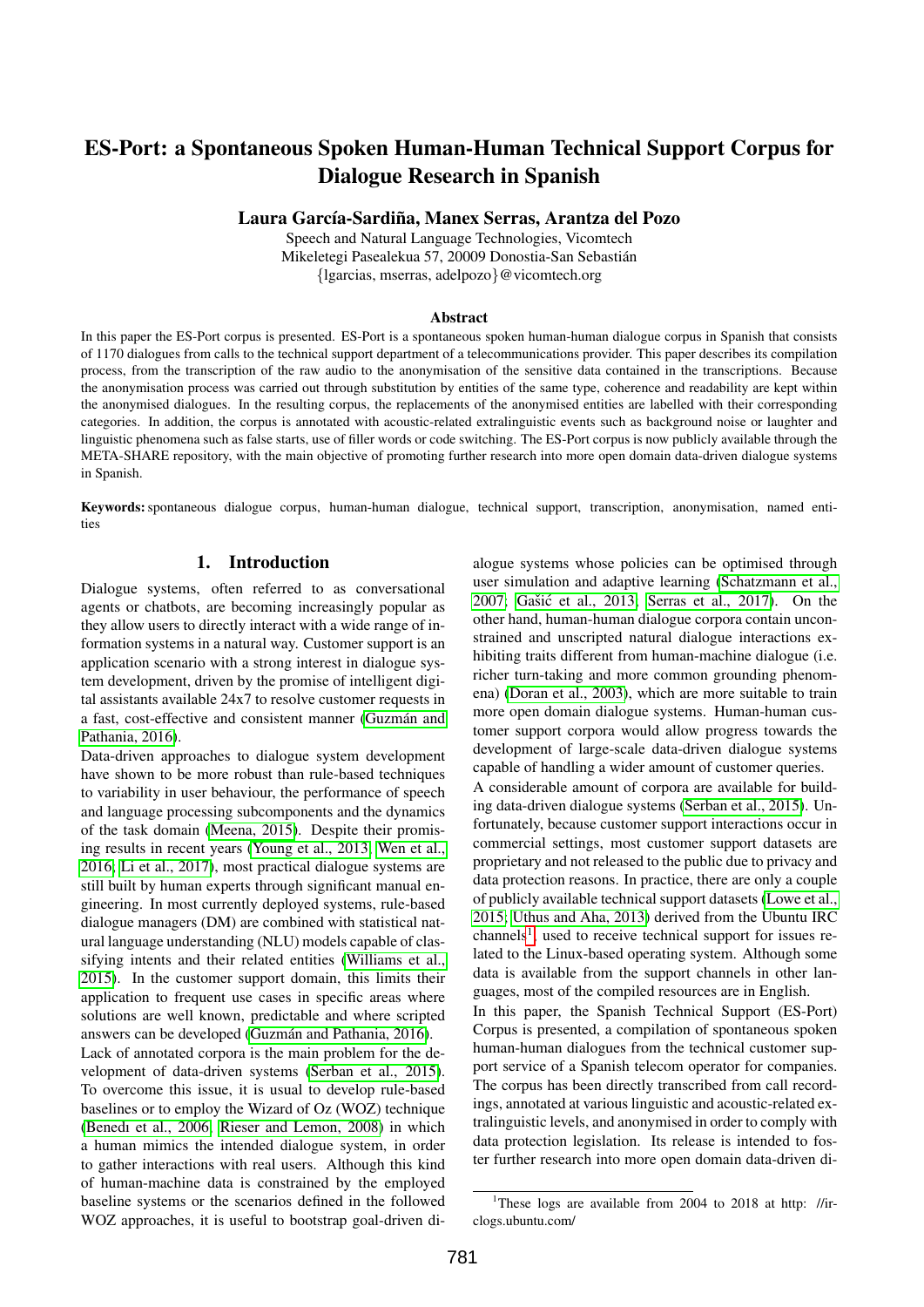# ES-Port: a Spontaneous Spoken Human-Human Technical Support Corpus for Dialogue Research in Spanish

**Laura García-Sardiña, Manex Serras, Arantza del Pozo**

Speech and Natural Language Technologies, Vicomtech
Mikeletegi Pasealekua 57, 20009 Donostia-San Sebastián
{lgarcias, mserras, adelpozo}@vicomtech.org

## Abstract

In this paper the ES-Port corpus is presented. ES-Port is a spontaneous spoken human-human dialogue corpus in Spanish that consists of 1170 dialogues from calls to the technical support department of a telecommunications provider. This paper describes its compilation process, from the transcription of the raw audio to the anonymisation of the sensitive data contained in the transcriptions. Because the anonymisation process was carried out through substitution by entities of the same type, coherence and readability are kept within the anonymised dialogues. In the resulting corpus, the replacements of the anonymised entities are labelled with their corresponding categories. In addition, the corpus is annotated with acoustic-related extralinguistic events such as background noise or laughter and linguistic phenomena such as false starts, use of filler words or code switching. The ES-Port corpus is now publicly available through the META-SHARE repository, with the main objective of promoting further research into more open domain data-driven dialogue systems in Spanish.

**Keywords:** spontaneous dialogue corpus, human-human dialogue, technical support, transcription, anonymisation, named entities

## 1. Introduction

Dialogue systems, often referred to as conversational agents or chatbots, are becoming increasingly popular as they allow users to directly interact with a wide range of information systems in a natural way. Customer support is an application scenario with a strong interest in dialogue system development, driven by the promise of intelligent digital assistants available 24x7 to resolve customer requests in a fast, cost-effective and consistent manner (Guzmán and Pathania, 2016).

Data-driven approaches to dialogue system development have shown to be more robust than rule-based techniques to variability in user behaviour, the performance of speech and language processing subcomponents and the dynamics of the task domain (Meena, 2015). Despite their promising results in recent years (Young et al., 2013; Wen et al., 2016; Li et al., 2017), most practical dialogue systems are still built by human experts through significant manual engineering. In most currently deployed systems, rule-based dialogue managers (DM) are combined with statistical natural language understanding (NLU) models capable of classifying intents and their related entities (Williams et al., 2015). In the customer support domain, this limits their application to frequent use cases in specific areas where solutions are well known, predictable and where scripted answers can be developed (Guzmán and Pathania, 2016).

Lack of annotated corpora is the main problem for the development of data-driven systems (Serban et al., 2015). To overcome this issue, it is usual to develop rule-based baselines or to employ the Wizard of Oz (WOZ) technique (Benedı et al., 2006; Rieser and Lemon, 2008) in which a human mimics the intended dialogue system, in order to gather interactions with real users. Although this kind of human-machine data is constrained by the employed baseline systems or the scenarios defined in the followed WOZ approaches, it is useful to bootstrap goal-driven dialogue systems whose policies can be optimised through user simulation and adaptive learning (Schatzmann et al., 2007; Gašić et al., 2013; Serras et al., 2017). On the other hand, human-human dialogue corpora contain unconstrained and unscripted natural dialogue interactions exhibiting traits different from human-machine dialogue (i.e. richer turn-taking and more common grounding phenomena) (Doran et al., 2003), which are more suitable to train more open domain dialogue systems. Human-human customer support corpora would allow progress towards the development of large-scale data-driven dialogue systems capable of handling a wider amount of customer queries.

A considerable amount of corpora are available for building data-driven dialogue systems (Serban et al., 2015). Unfortunately, because customer support interactions occur in commercial settings, most customer support datasets are proprietary and not released to the public due to privacy and data protection reasons. In practice, there are only a couple of publicly available technical support datasets (Lowe et al., 2015; Uthus and Aha, 2013) derived from the Ubuntu IRC channels[1] used to receive technical support for issues related to the Linux-based operating system. Although some data is available from the support channels in other languages, most of the compiled resources are in English.

In this paper, the Spanish Technical Support (ES-Port) Corpus is presented, a compilation of spontaneous spoken human-human dialogues from the technical customer support service of a Spanish telecom operator for companies. The corpus has been directly transcribed from call recordings, annotated at various linguistic and acoustic-related extralinguistic levels, and anonymised in order to comply with data protection legislation. Its release is intended to foster further research into more open domain data-driven di-

[1] These logs are available from 2004 to 2018 at http: //irclogs.ubuntu.com/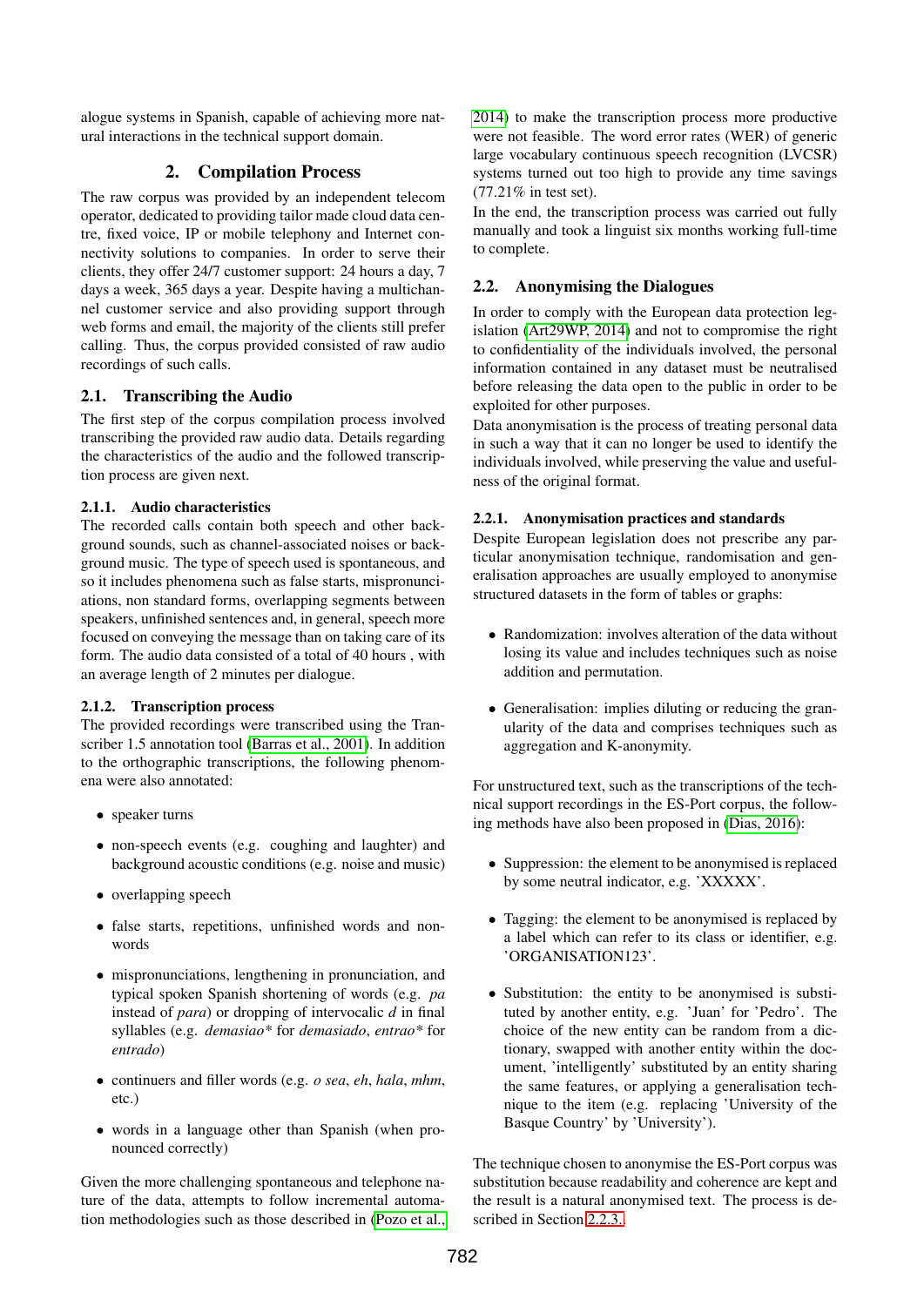alogue systems in Spanish, capable of achieving more natural interactions in the technical support domain.

## 2. Compilation Process

The raw corpus was provided by an independent telecom operator, dedicated to providing tailor made cloud data centre, fixed voice, IP or mobile telephony and Internet connectivity solutions to companies. In order to serve their clients, they offer 24/7 customer support: 24 hours a day, 7 days a week, 365 days a year. Despite having a multichannel customer service and also providing support through web forms and email, the majority of the clients still prefer calling. Thus, the corpus provided consisted of raw audio recordings of such calls.

### 2.1. Transcribing the Audio

The first step of the corpus compilation process involved transcribing the provided raw audio data. Details regarding the characteristics of the audio and the followed transcription process are given next.

#### 2.1.1. Audio characteristics

The recorded calls contain both speech and other background sounds, such as channel-associated noises or background music. The type of speech used is spontaneous, and so it includes phenomena such as false starts, mispronunciations, non standard forms, overlapping segments between speakers, unfinished sentences and, in general, speech more focused on conveying the message than on taking care of its form. The audio data consisted of a total of 40 hours , with an average length of 2 minutes per dialogue.

#### 2.1.2. Transcription process

The provided recordings were transcribed using the Transcriber 1.5 annotation tool (Barras et al., 2001). In addition to the orthographic transcriptions, the following phenomena were also annotated:

- speaker turns
- non-speech events (e.g. coughing and laughter) and background acoustic conditions (e.g. noise and music)
- overlapping speech
- false starts, repetitions, unfinished words and non-words
- mispronunciations, lengthening in pronunciation, and typical spoken Spanish shortening of words (e.g. *pa* instead of *para*) or dropping of intervocalic *d* in final syllables (e.g. *demasiao** for *demasiado*, *entrao** for *entrado*)
- continuers and filler words (e.g. *o sea*, *eh*, *hala*, *mhm*, etc.)
- words in a language other than Spanish (when pronounced correctly)

Given the more challenging spontaneous and telephone nature of the data, attempts to follow incremental automation methodologies such as those described in (Pozo et al., 2014) to make the transcription process more productive were not feasible. The word error rates (WER) of generic large vocabulary continuous speech recognition (LVCSR) systems turned out too high to provide any time savings (77.21% in test set).

In the end, the transcription process was carried out fully manually and took a linguist six months working full-time to complete.

### 2.2. Anonymising the Dialogues

In order to comply with the European data protection legislation (Art29WP, 2014) and not to compromise the right to confidentiality of the individuals involved, the personal information contained in any dataset must be neutralised before releasing the data open to the public in order to be exploited for other purposes.

Data anonymisation is the process of treating personal data in such a way that it can no longer be used to identify the individuals involved, while preserving the value and usefulness of the original format.

#### 2.2.1. Anonymisation practices and standards

Despite European legislation does not prescribe any particular anonymisation technique, randomisation and generalisation approaches are usually employed to anonymise structured datasets in the form of tables or graphs:

- Randomization: involves alteration of the data without losing its value and includes techniques such as noise addition and permutation.
- Generalisation: implies diluting or reducing the granularity of the data and comprises techniques such as aggregation and K-anonymity.

For unstructured text, such as the transcriptions of the technical support recordings in the ES-Port corpus, the following methods have also been proposed in (Dias, 2016):

- Suppression: the element to be anonymised is replaced by some neutral indicator, e.g. 'XXXXX'.
- Tagging: the element to be anonymised is replaced by a label which can refer to its class or identifier, e.g. 'ORGANISATION123'.
- Substitution: the entity to be anonymised is substituted by another entity, e.g. 'Juan' for 'Pedro'. The choice of the new entity can be random from a dictionary, swapped with another entity within the document, 'intelligently' substituted by an entity sharing the same features, or applying a generalisation technique to the item (e.g. replacing 'University of the Basque Country' by 'University').

The technique chosen to anonymise the ES-Port corpus was substitution because readability and coherence are kept and the result is a natural anonymised text. The process is described in Section 2.2.3.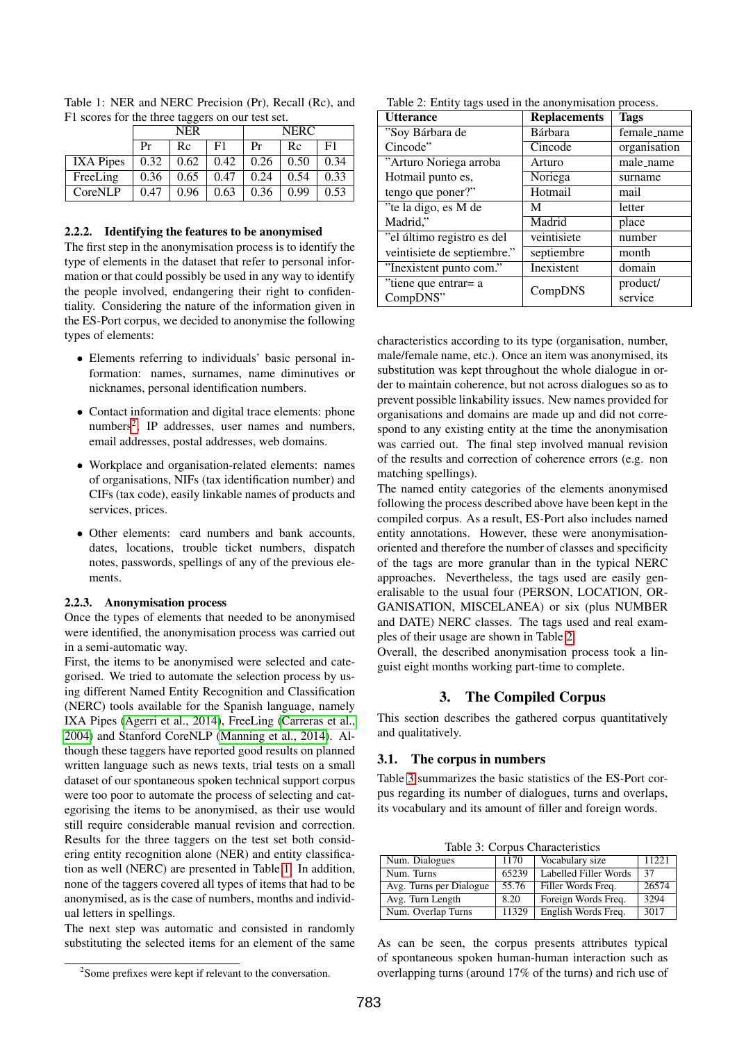Table 1: NER and NERC Precision (Pr), Recall (Rc), and F1 scores for the three taggers on our test set.

| | NER | | | NERC | | |
|---|---|---|---|---|---|---|
| | Pr | Rc | F1 | Pr | Rc | F1 |
| IXA Pipes | 0.32 | 0.62 | 0.42 | 0.26 | 0.50 | 0.34 |
| FreeLing | 0.36 | 0.65 | 0.47 | 0.24 | 0.54 | 0.33 |
| CoreNLP | 0.47 | 0.96 | 0.63 | 0.36 | 0.99 | 0.53 |

#### 2.2.2. Identifying the features to be anonymised

The first step in the anonymisation process is to identify the type of elements in the dataset that refer to personal information or that could possibly be used in any way to identify the people involved, endangering their right to confidentiality. Considering the nature of the information given in the ES-Port corpus, we decided to anonymise the following types of elements:

- Elements referring to individuals' basic personal information: names, surnames, name diminutives or nicknames, personal identification numbers.
- Contact information and digital trace elements: phone numbers[2], IP addresses, user names and numbers, email addresses, postal addresses, web domains.
- Workplace and organisation-related elements: names of organisations, NIFs (tax identification number) and CIFs (tax code), easily linkable names of products and services, prices.
- Other elements: card numbers and bank accounts, dates, locations, trouble ticket numbers, dispatch notes, passwords, spellings of any of the previous elements.

#### 2.2.3. Anonymisation process

Once the types of elements that needed to be anonymised were identified, the anonymisation process was carried out in a semi-automatic way.

First, the items to be anonymised were selected and categorised. We tried to automate the selection process by using different Named Entity Recognition and Classification (NERC) tools available for the Spanish language, namely IXA Pipes (Agerri et al., 2014), FreeLing (Carreras et al., 2004) and Stanford CoreNLP (Manning et al., 2014). Although these taggers have reported good results on planned written language such as news texts, trial tests on a small dataset of our spontaneous spoken technical support corpus were too poor to automate the process of selecting and categorising the items to be anonymised, as their use would still require considerable manual revision and correction. Results for the three taggers on the test set both considering entity recognition alone (NER) and entity classification as well (NERC) are presented in Table 1. In addition, none of the taggers covered all types of items that had to be anonymised, as is the case of numbers, months and individual letters in spellings.

The next step was automatic and consisted in randomly substituting the selected items for an element of the same characteristics according to its type (organisation, number, male/female name, etc.). Once an item was anonymised, its substitution was kept throughout the whole dialogue in order to maintain coherence, but not across dialogues so as to prevent possible linkability issues. New names provided for organisations and domains are made up and do not correspond to any existing entity at the time the anonymisation was carried out. The final step involved manual revision of the results and correction of coherence errors (e.g. non matching spellings).

The named entity categories of the elements anonymised following the process described above have been kept in the compiled corpus. As a result, ES-Port also includes named entity annotations. However, these were anonymisation-oriented and therefore the number of classes and specificity of the tags are more granular than in the typical NERC approaches. Nevertheless, the tags used are easily generalisable to the usual four (PERSON, LOCATION, ORGANISATION, MISCELANEA) or six (plus NUMBER and DATE) NERC classes. The tags used and real examples of their usage are shown in Table 2.

Overall, the described anonymisation process took a linguist eight months working part-time to complete.

Table 2: Entity tags used in the anonymisation process.

| Utterance | Replacements | Tags |
|---|---|---|
| "Soy Bárbara de Cincode" | Bárbara | female_name |
| | Cincode | organisation |
| "Arturo Noriega arroba Hotmail punto es, tengo que poner?" | Arturo | male_name |
| | Noriega | surname |
| | Hotmail | mail |
| "te la digo, es M de Madrid," | M | letter |
| | Madrid | place |
| "el último registro es del veintisiete de septiembre." | veintisiete | number |
| | septiembre | month |
| "Inexistent punto com." | Inexistent | domain |
| "tiene que entrar= a CompDNS" | CompDNS | product/ service |

## 3. The Compiled Corpus

This section describes the gathered corpus quantitatively and qualitatively.

### 3.1. The corpus in numbers

Table 3 summarizes the basic statistics of the ES-Port corpus regarding its number of dialogues, turns and overlaps, its vocabulary and its amount of filler and foreign words.

Table 3: Corpus Characteristics

| | | | |
|---|---|---|---|
| Num. Dialogues | 1170 | Vocabulary size | 11221 |
| Num. Turns | 65239 | Labelled Filler Words | 37 |
| Avg. Turns per Dialogue | 55.76 | Filler Words Freq. | 26574 |
| Avg. Turn Length | 8.20 | Foreign Words Freq. | 3294 |
| Num. Overlap Turns | 11329 | English Words Freq. | 3017 |

As can be seen, the corpus presents attributes typical of spontaneous spoken human-human interaction such as overlapping turns (around 17% of the turns) and rich use of

[2]Some prefixes were kept if relevant to the conversation.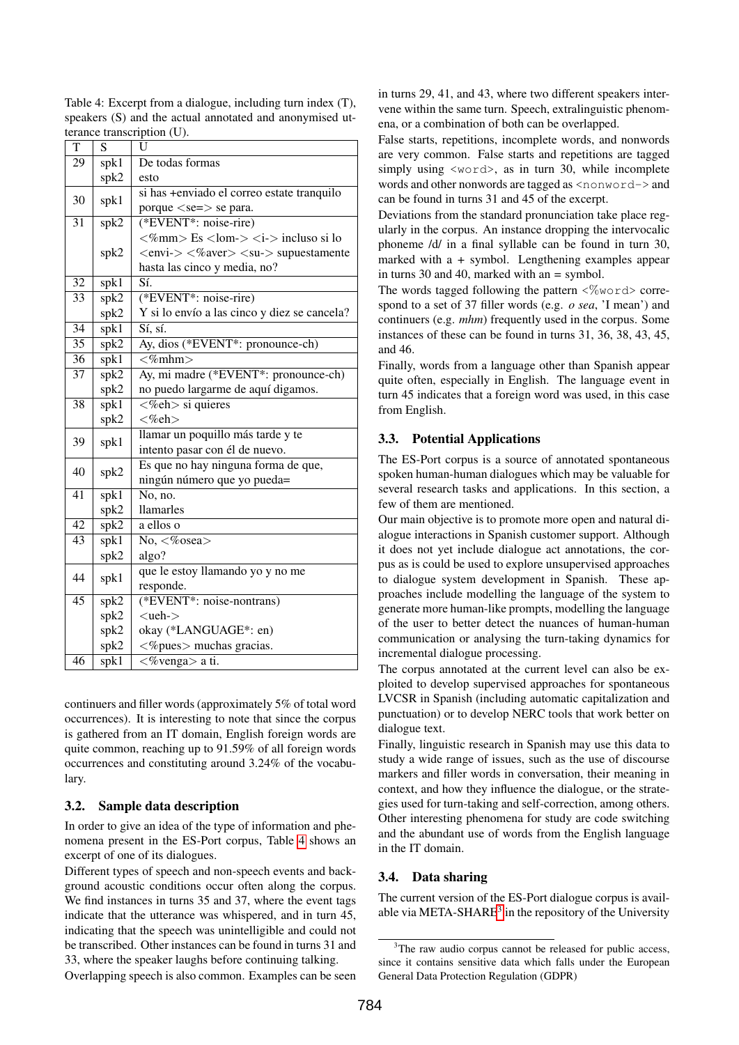Table 4: Excerpt from a dialogue, including turn index (T), speakers (S) and the actual annotated and anonymised utterance transcription (U).

| T | S | U |
|---|---|---|
| 29 | spk1 | De todas formas |
| | spk2 | esto |
| 30 | spk1 | si has +enviado el correo estate tranquilo porque <se=> se para. |
| 31 | spk2 | (*EVENT*: noise-rire) <%mm> Es <lom-> <i-> incluso si lo |
| | spk2 | <envi-> <%aver> <su-> supuestamente hasta las cinco y media, no? |
| 32 | spk1 | Sí. |
| 33 | spk2 | (*EVENT*: noise-rire) |
| | spk2 | Y si lo envío a las cinco y diez se cancela? |
| 34 | spk1 | Sí, sí. |
| 35 | spk2 | Ay, dios (*EVENT*: pronounce-ch) |
| 36 | spk1 | <%mhm> |
| 37 | spk2 | Ay, mi madre (*EVENT*: pronounce-ch) |
| | spk2 | no puedo largarme de aquí digamos. |
| 38 | spk1 | <%eh> si quieres |
| | spk2 | <%eh> |
| 39 | spk1 | llamar un poquillo más tarde y te intento pasar con él de nuevo. |
| 40 | spk2 | Es que no hay ninguna forma de que, ningún número que yo pueda= |
| 41 | spk1 | No, no. |
| | spk2 | llamarles |
| 42 | spk2 | a ellos o |
| 43 | spk1 | No, <%osea> |
| | spk2 | algo? |
| 44 | spk1 | que le estoy llamando yo y no me responde. |
| 45 | spk2 | (*EVENT*: noise-nontrans) |
| | spk2 | <ueh-> |
| | spk2 | okay (*LANGUAGE*: en) |
| | spk2 | <%pues> muchas gracias. |
| 46 | spk1 | <%venga> a ti. |

continuers and filler words (approximately 5% of total word occurrences). It is interesting to note that since the corpus is gathered from an IT domain, English foreign words are quite common, reaching up to 91.59% of all foreign words occurrences and constituting around 3.24% of the vocabulary.

### 3.2. Sample data description

In order to give an idea of the type of information and phenomena present in the ES-Port corpus, Table 4 shows an excerpt of one of its dialogues.

Different types of speech and non-speech events and background acoustic conditions occur often along the corpus. We find instances in turns 35 and 37, where the event tags indicate that the utterance was whispered, and in turn 45, indicating that the speech was unintelligible and could not be transcribed. Other instances can be found in turns 31 and 33, where the speaker laughs before continuing talking.

Overlapping speech is also common. Examples can be seen in turns 29, 41, and 43, where two different speakers intervene within the same turn. Speech, extralinguistic phenomena, or a combination of both can be overlapped.

False starts, repetitions, incomplete words, and nonwords are very common. False starts and repetitions are tagged simply using `<word>`, as in turn 30, while incomplete words and other nonwords are tagged as `<nonword->` and can be found in turns 31 and 45 of the excerpt.

Deviations from the standard pronunciation take place regularly in the corpus. An instance dropping the intervocalic phoneme /d/ in a final syllable can be found in turn 30, marked with a + symbol. Lengthening examples appear in turns 30 and 40, marked with an = symbol.

The words tagged following the pattern `<%word>` correspond to a set of 37 filler words (e.g. *o sea*, 'I mean') and continuers (e.g. *mhm*) frequently used in the corpus. Some instances of these can be found in turns 31, 36, 38, 43, 45, and 46.

Finally, words from a language other than Spanish appear quite often, especially in English. The language event in turn 45 indicates that a foreign word was used, in this case from English.

### 3.3. Potential Applications

The ES-Port corpus is a source of annotated spontaneous spoken human-human dialogues which may be valuable for several research tasks and applications. In this section, a few of them are mentioned.

Our main objective is to promote more open and natural dialogue interactions in Spanish customer support. Although it does not yet include dialogue act annotations, the corpus as is could be used to explore unsupervised approaches to dialogue system development in Spanish. These approaches include modelling the language of the system to generate more human-like prompts, modelling the language of the user to better detect the nuances of human-human communication or analysing the turn-taking dynamics for incremental dialogue processing.

The corpus annotated at the current level can also be exploited to develop supervised approaches for spontaneous LVCSR in Spanish (including automatic capitalization and punctuation) or to develop NERC tools that work better on dialogue text.

Finally, linguistic research in Spanish may use this data to study a wide range of issues, such as the use of discourse markers and filler words in conversation, their meaning in context, and how they influence the dialogue, or the strategies used for turn-taking and self-correction, among others. Other interesting phenomena for study are code switching and the abundant use of words from the English language in the IT domain.

### 3.4. Data sharing

The current version of the ES-Port dialogue corpus is available via META-SHARE[3] in the repository of the University

[3] The raw audio corpus cannot be released for public access, since it contains sensitive data which falls under the European General Data Protection Regulation (GDPR)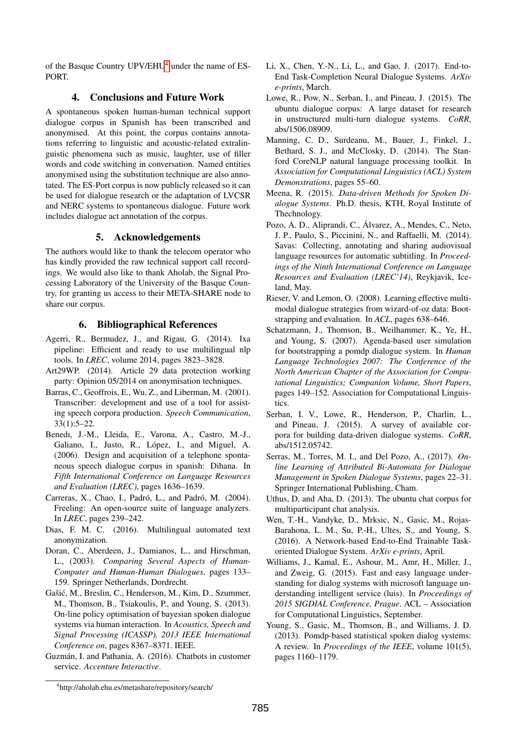of the Basque Country UPV/EHU[4] under the name of ES-PORT.

## 4. Conclusions and Future Work

A spontaneous spoken human-human technical support dialogue corpus in Spanish has been transcribed and anonymised. At this point, the corpus contains annotations referring to linguistic and acoustic-related extralinguistic phenomena such as music, laughter, use of filler words and code switching in conversation. Named entities anonymised using the substitution technique are also annotated. The ES-Port corpus is now publicly released so it can be used for dialogue research or the adaptation of LVCSR and NERC systems to spontaneous dialogue. Future work includes dialogue act annotation of the corpus.

## 5. Acknowledgements

The authors would like to thank the telecom operator who has kindly provided the raw technical support call recordings. We would also like to thank Aholab, the Signal Processing Laboratory of the University of the Basque Country, for granting us access to their META-SHARE node to share our corpus.

## 6. Bibliographical References

Agerri, R., Bermudez, J., and Rigau, G. (2014). Ixa pipeline: Efficient and ready to use multilingual nlp tools. In *LREC*, volume 2014, pages 3823–3828.

Art29WP. (2014). Article 29 data protection working party: Opinion 05/2014 on anonymisation techniques.

Barras, C., Geoffrois, E., Wu, Z., and Liberman, M. (2001). Transcriber: development and use of a tool for assisting speech corpora production. *Speech Communication*, 33(1):5–22.

Benedı, J.-M., Lleida, E., Varona, A., Castro, M.-J., Galiano, I., Justo, R., López, I., and Miguel, A. (2006). Design and acquisition of a telephone spontaneous speech dialogue corpus in spanish: Dihana. In *Fifth International Conference on Language Resources and Evaluation (LREC)*, pages 1636–1639.

Carreras, X., Chao, I., Padró, L., and Padró, M. (2004). Freeling: An open-source suite of language analyzers. In *LREC*, pages 239–242.

Dias, F. M. C. (2016). Multilingual automated text anonymization.

Doran, C., Aberdeen, J., Damianos, L., and Hirschman, L., (2003). *Comparing Several Aspects of Human-Computer and Human-Human Dialogues*, pages 133–159. Springer Netherlands, Dordrecht.

Gašić, M., Breslin, C., Henderson, M., Kim, D., Szummer, M., Thomson, B., Tsiakoulis, P., and Young, S. (2013). On-line policy optimisation of bayesian spoken dialogue systems via human interaction. In *Acoustics, Speech and Signal Processing (ICASSP), 2013 IEEE International Conference on*, pages 8367–8371. IEEE.

Guzmán, I. and Pathania, A. (2016). Chatbots in customer service. *Accenture Interactive*.

Li, X., Chen, Y.-N., Li, L., and Gao, J. (2017). End-to-End Task-Completion Neural Dialogue Systems. *ArXiv e-prints*, March.

Lowe, R., Pow, N., Serban, I., and Pineau, J. (2015). The ubuntu dialogue corpus: A large dataset for research in unstructured multi-turn dialogue systems. *CoRR*, abs/1506.08909.

Manning, C. D., Surdeanu, M., Bauer, J., Finkel, J., Bethard, S. J., and McClosky, D. (2014). The Stanford CoreNLP natural language processing toolkit. In *Association for Computational Linguistics (ACL) System Demonstrations*, pages 55–60.

Meena, R. (2015). *Data-driven Methods for Spoken Dialogue Systems*. Ph.D. thesis, KTH, Royal Institute of Thechnology.

Pozo, A. D., Aliprandi, C., Álvarez, A., Mendes, C., Neto, J. P., Paulo, S., Piccinini, N., and Raffaelli, M. (2014). Savas: Collecting, annotating and sharing audiovisual language resources for automatic subtitling. In *Proceedings of the Ninth International Conference on Language Resources and Evaluation (LREC'14)*, Reykjavik, Iceland, May.

Rieser, V. and Lemon, O. (2008). Learning effective multimodal dialogue strategies from wizard-of-oz data: Bootstrapping and evaluation. In *ACL*, pages 638–646.

Schatzmann, J., Thomson, B., Weilhammer, K., Ye, H., and Young, S. (2007). Agenda-based user simulation for bootstrapping a pomdp dialogue system. In *Human Language Technologies 2007: The Conference of the North American Chapter of the Association for Computational Linguistics; Companion Volume, Short Papers*, pages 149–152. Association for Computational Linguistics.

Serban, I. V., Lowe, R., Henderson, P., Charlin, L., and Pineau, J. (2015). A survey of available corpora for building data-driven dialogue systems. *CoRR*, abs/1512.05742.

Serras, M., Torres, M. I., and Del Pozo, A., (2017). *Online Learning of Attributed Bi-Automata for Dialogue Management in Spoken Dialogue Systems*, pages 22–31. Springer International Publishing, Cham.

Uthus, D. and Aha, D. (2013). The ubuntu chat corpus for multiparticipant chat analysis.

Wen, T.-H., Vandyke, D., Mrksic, N., Gasic, M., Rojas-Barahona, L. M., Su, P.-H., Ultes, S., and Young, S. (2016). A Network-based End-to-End Trainable Task-oriented Dialogue System. *ArXiv e-prints*, April.

Williams, J., Kamal, E., Ashour, M., Amr, H., Miller, J., and Zweig, G. (2015). Fast and easy language understanding for dialog systems with microsoft language understanding intelligent service (luis). In *Proceedings of 2015 SIGDIAL Conference, Prague*. ACL – Association for Computational Linguistics, September.

Young, S., Gasic, M., Thomson, B., and Williams, J. D. (2013). Pomdp-based statistical spoken dialog systems: A review. In *Proceedings of the IEEE*, volume 101(5), pages 1160–1179.

[4] http://aholab.ehu.es/metashare/repository/search/